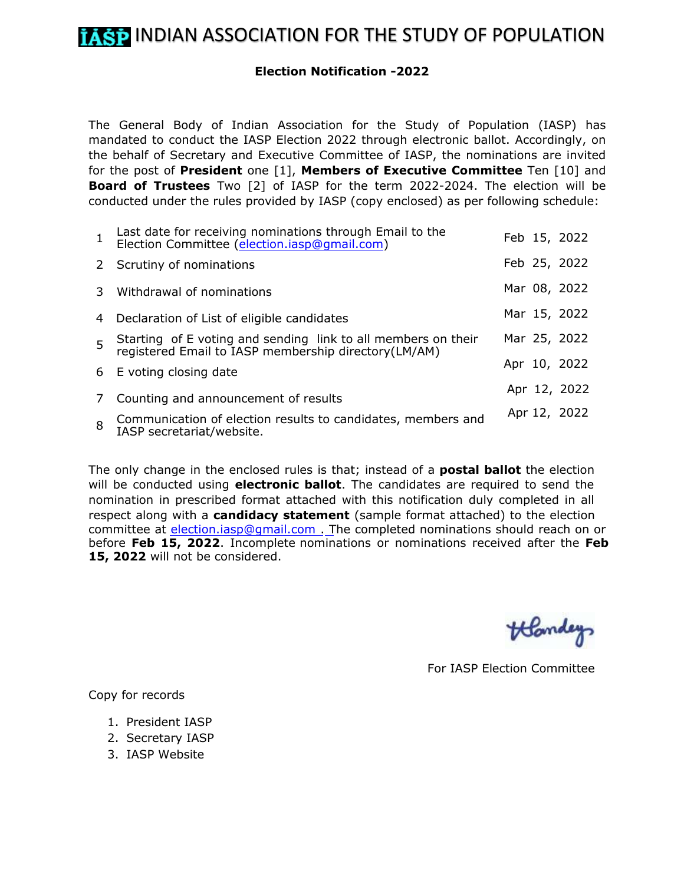# INDIAN ASSOCIATION FOR THE STUDY OF POPULATION

## Election Notification -2022

The General Body of Indian Association for the Study of Population (IASP) has mandated to conduct the IASP Election 2022 through electronic ballot. Accordingly, on the behalf of Secretary and Executive Committee of IASP, the nominations are invited for the post of **President** one [1], **Members of Executive Committee** Ten [10] and **Board of Trustees** Two [2] of IASP for the term 2022-2024. The election will be conducted under the rules provided by IASP (copy enclosed) as per following schedule:

| | | |
|---|---|---|
| 1 | Last date for receiving nominations through Email to the Election Committee (election.iasp@gmail.com) | Feb 15, 2022 |
| 2 | Scrutiny of nominations | Feb 25, 2022 |
| 3 | Withdrawal of nominations | Mar 08, 2022 |
| 4 | Declaration of List of eligible candidates | Mar 15, 2022 |
| 5 | Starting of E voting and sending link to all members on their registered Email to IASP membership directory(LM/AM) | Mar 25, 2022 |
| 6 | E voting closing date | Apr 10, 2022 |
| 7 | Counting and announcement of results | Apr 12, 2022 |
| 8 | Communication of election results to candidates, members and IASP secretariat/website. | Apr 12, 2022 |

The only change in the enclosed rules is that; instead of a **postal ballot** the election will be conducted using **electronic ballot**. The candidates are required to send the nomination in prescribed format attached with this notification duly completed in all respect along with a **candidacy statement** (sample format attached) to the election committee at election.iasp@gmail.com . The completed nominations should reach on or before **Feb 15, 2022**. Incomplete nominations or nominations received after the **Feb 15, 2022** will not be considered.

For IASP Election Committee

Copy for records

1. President IASP
2. Secretary IASP
3. IASP Website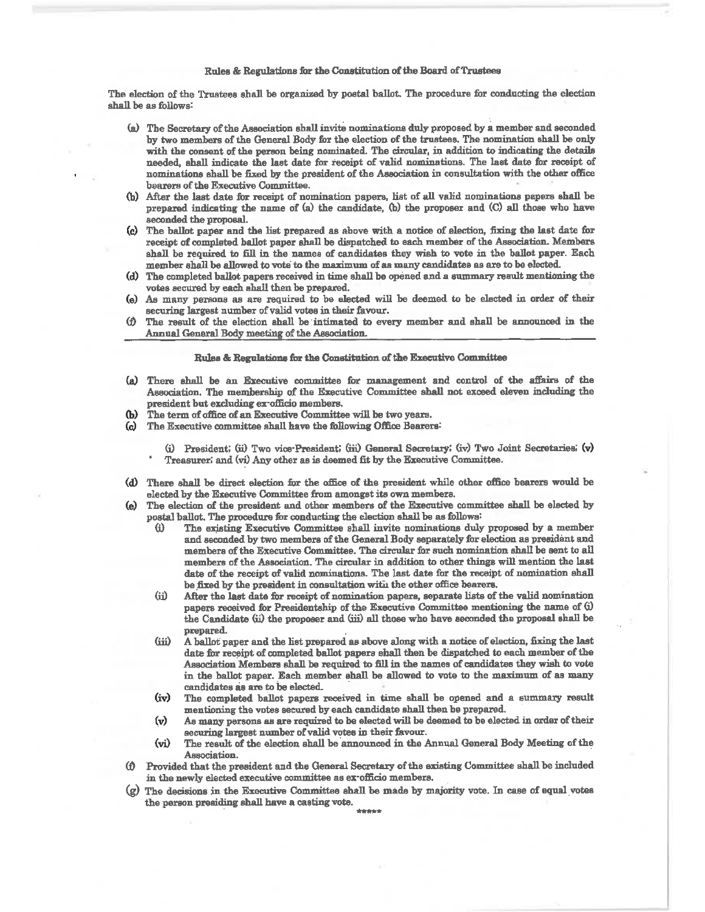### Rules & Regulations for the Constitution of the Board of Trustees

The election of the Trustees shall be organized by postal ballot. The procedure for conducting the election shall be as follows:

(a) The Secretary of the Association shall invite nominations duly proposed by a member and seconded by two members of the General Body for the election of the trustees. The nomination shall be only with the consent of the person being nominated. The circular, in addition to indicating the details needed, shall indicate the last date for receipt of valid nominations. The last date for receipt of nominations shall be fixed by the president of the Association in consultation with the other office bearers of the Executive Committee.

(b) After the last date for receipt of nomination papers, list of all valid nominations papers shall be prepared indicating the name of (a) the candidate, (b) the proposer and (C) all those who have seconded the proposal.

(c) The ballot paper and the list prepared as above with a notice of election, fixing the last date for receipt of completed ballot paper shall be dispatched to each member of the Association. Members shall be required to fill in the names of candidates they wish to vote in the ballot paper. Each member shall be allowed to vote to the maximum of as many candidates as are to be elected.

(d) The completed ballot papers received in time shall be opened and a summary result mentioning the votes secured by each shall then be prepared.

(e) As many persons as are required to be elected will be deemed to be elected in order of their securing largest number of valid votes in their favour.

(f) The result of the election shall be intimated to every member and shall be announced in the Annual General Body meeting of the Association.

---

### Rules & Regulations for the Constitution of the Executive Committee

(a) There shall be an Executive committee for management and control of the affairs of the Association. The membership of the Executive Committee shall not exceed eleven including the president but excluding ex-officio members.

(b) The term of office of an Executive Committee will be two years.

(c) The Executive committee shall have the following Office Bearers:

(i) President; (ii) Two vice-President; (iii) General Secretary; (iv) Two Joint Secretaries; (v) Treasurer; and (vi) Any other as is deemed fit by the Executive Committee.

(d) There shall be direct election for the office of the president while other office bearers would be elected by the Executive Committee from amongst its own members.

(e) The election of the president and other members of the Executive committee shall be elected by postal ballot. The procedure for conducting the election shall be as follows:

(i) The existing Executive Committee shall invite nominations duly proposed by a member and seconded by two members of the General Body separately for election as president and members of the Executive Committee. The circular for such nomination shall be sent to all members of the Association. The circular in addition to other things will mention the last date of the receipt of valid nominations. The last date for the receipt of nomination shall be fixed by the president in consultation with the other office bearers.

(ii) After the last date for receipt of nomination papers, separate lists of the valid nomination papers received for Presidentship of the Executive Committee mentioning the name of (i) the Candidate (ii) the proposer and (iii) all those who have seconded the proposal shall be prepared.

(iii) A ballot paper and the list prepared as above along with a notice of election, fixing the last date for receipt of completed ballot papers shall then be dispatched to each member of the Association Members shall be required to fill in the names of candidates they wish to vote in the ballot paper. Each member shall be allowed to vote to the maximum of as many candidates as are to be elected.

(iv) The completed ballot papers received in time shall be opened and a summary result mentioning the votes secured by each candidate shall then be prepared.

(v) As many persons as are required to be elected will be deemed to be elected in order of their securing largest number of valid votes in their favour.

(vi) The result of the election shall be announced in the Annual General Body Meeting of the Association.

(f) Provided that the president and the General Secretary of the existing Committee shall be included in the newly elected executive committee as ex-officio members.

(g) The decisions in the Executive Committee shall be made by majority vote. In case of equal votes the person presiding shall have a casting vote.

*****